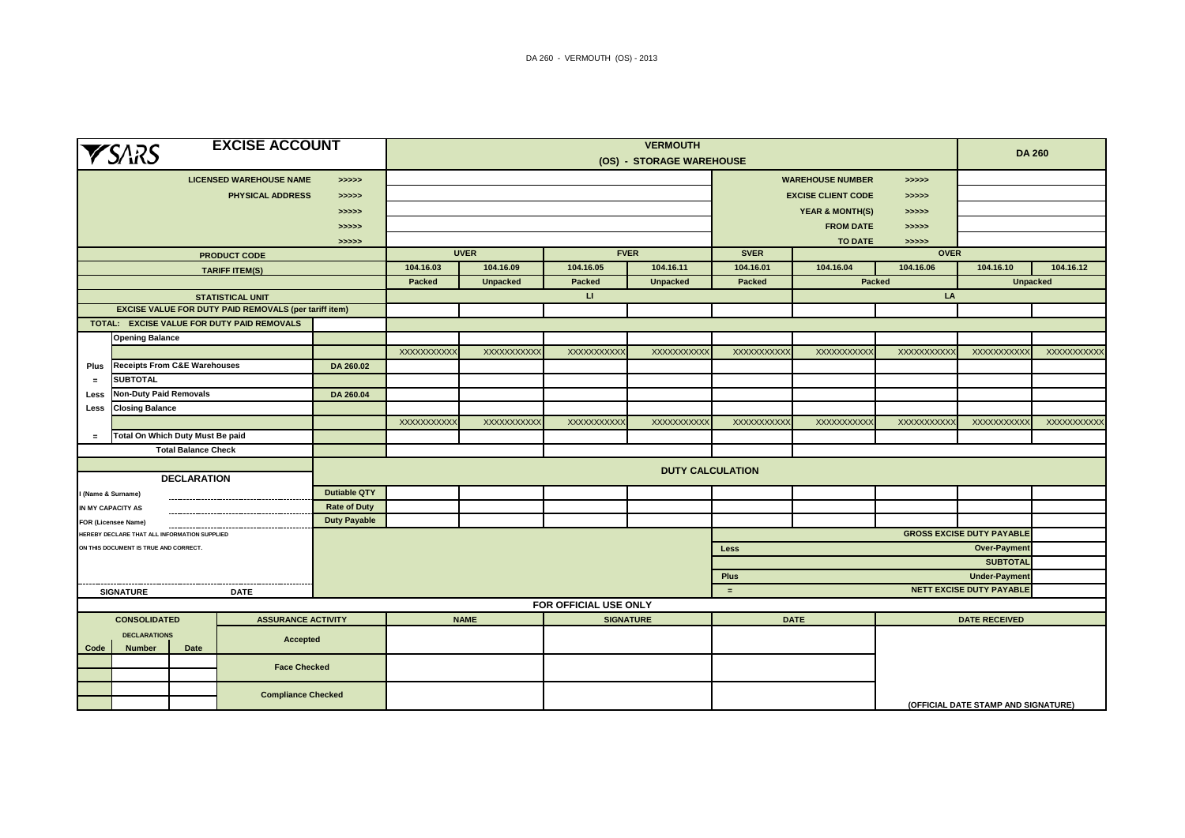DA 260 - VERMOUTH (OS) - 2013

# SARS EXCISE ACCOUNT

## VERMOUTH (OS) - STORAGE WAREHOUSE

**DA 260**

| | | | | |
|---|---|---|---|---|
| **LICENSED WAREHOUSE NAME** | >>>>> | | **WAREHOUSE NUMBER** | >>>>> |
| **PHYSICAL ADDRESS** | >>>>> | | **EXCISE CLIENT CODE** | >>>>> |
| | >>>>> | | **YEAR & MONTH(S)** | >>>>> |
| | >>>>> | | **FROM DATE** | >>>>> |
| | >>>>> | | **TO DATE** | >>>>> |

| | | | UVER | | FVER | | SVER | OVER | | | |
|---|---|---|---|---|---|---|---|---|---|---|---|
| | **PRODUCT CODE** | | **UVER** | | **FVER** | | **SVER** | **OVER** | | | |
| | **TARIFF ITEM(S)** | | 104.16.03 | 104.16.09 | 104.16.05 | 104.16.11 | 104.16.01 | 104.16.04 | 104.16.06 | 104.16.10 | 104.16.12 |
| | | | Packed | Unpacked | Packed | Unpacked | Packed | Packed | | Unpacked | |
| | **STATISTICAL UNIT** | | LI | | | | | LA | | | |
| | **EXCISE VALUE FOR DUTY PAID REMOVALS (per tariff item)** | | | | | | | | | | |
| | **TOTAL: EXCISE VALUE FOR DUTY PAID REMOVALS** | | | | | | | | | | |
| | **Opening Balance** | | | | | | | | | | |
| | | | XXXXXXXXXX | XXXXXXXXXX | XXXXXXXXXX | XXXXXXXXXX | XXXXXXXXXX | XXXXXXXXXX | XXXXXXXXXX | XXXXXXXXXX | XXXXXXXXXX |
| **Plus** | **Receipts From C&E Warehouses** | **DA 260.02** | | | | | | | | | |
| **=** | **SUBTOTAL** | | | | | | | | | | |
| **Less** | **Non-Duty Paid Removals** | **DA 260.04** | | | | | | | | | |
| **Less** | **Closing Balance** | | | | | | | | | | |
| | | | XXXXXXXXXX | XXXXXXXXXX | XXXXXXXXXX | XXXXXXXXXX | XXXXXXXXXX | XXXXXXXXXX | XXXXXXXXXX | XXXXXXXXXX | XXXXXXXXXX |
| **=** | **Total On Which Duty Must Be paid** | | | | | | | | | | |
| | **Total Balance Check** | | | | | | | | | | |

### DECLARATION

I (Name & Surname) ______________________

IN MY CAPACITY AS ______________________

FOR (Licensee Name) ______________________

HEREBY DECLARE THAT ALL INFORMATION SUPPLIED ON THIS DOCUMENT IS TRUE AND CORRECT.

______________________ ______________________
SIGNATURE DATE

### DUTY CALCULATION

| | | | | | | | | | |
|---|---|---|---|---|---|---|---|---|---|
| **Dutiable QTY** | | | | | | | | | |
| **Rate of Duty** | | | | | | | | | |
| **Duty Payable** | | | | | | | | | |

| | | |
|---|---|---|
| | **GROSS EXCISE DUTY PAYABLE** | |
| **Less** | **Over-Payment** | |
| | **SUBTOTAL** | |
| **Plus** | **Under-Payment** | |
| **=** | **NETT EXCISE DUTY PAYABLE** | |

### FOR OFFICIAL USE ONLY

| CONSOLIDATED DECLARATIONS | | | ASSURANCE ACTIVITY | NAME | SIGNATURE | DATE | DATE RECEIVED |
|---|---|---|---|---|---|---|---|
| Code | Number | Date | **Accepted** | | | | |
| | | | **Face Checked** | | | | |
| | | | **Compliance Checked** | | | | (OFFICIAL DATE STAMP AND SIGNATURE) |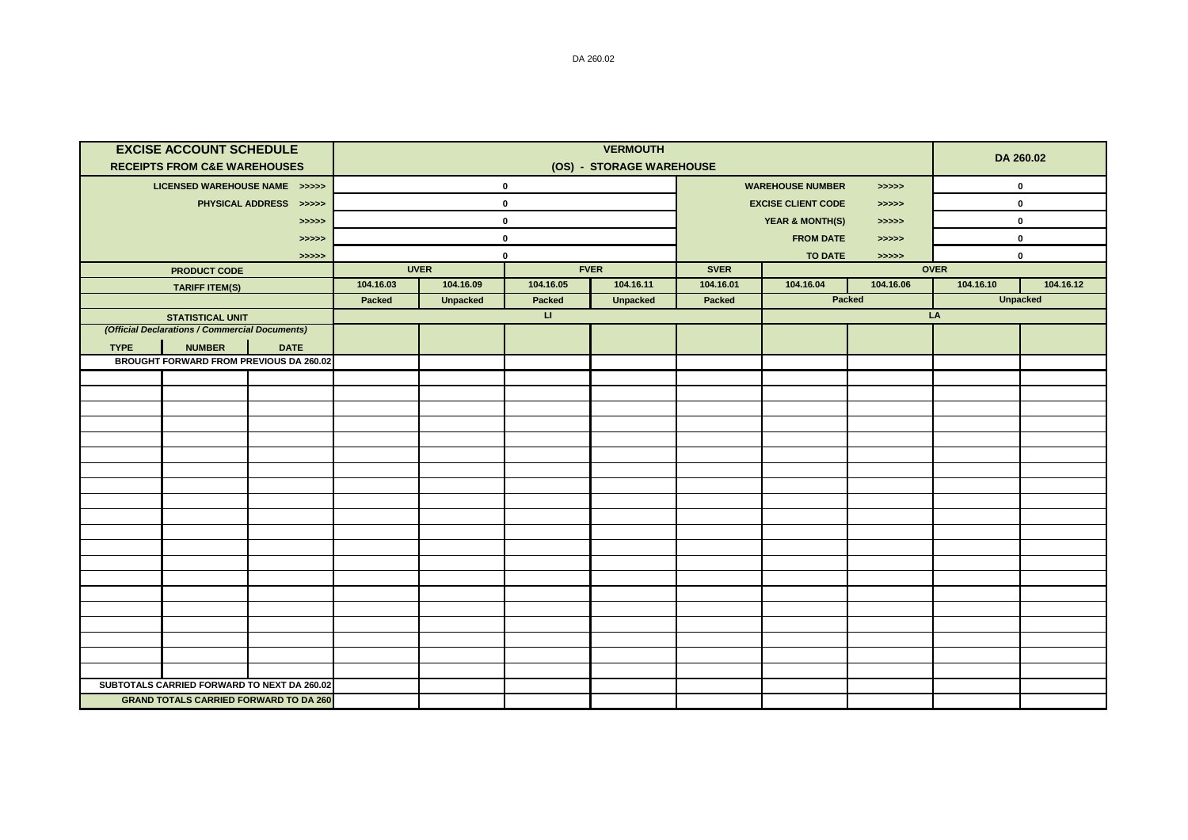| EXCISE ACCOUNT SCHEDULE RECEIPTS FROM C&E WAREHOUSES | | | VERMOUTH (OS) - STORAGE WAREHOUSE | | | | | | | DA 260.02 | |
|---|---|---|---|---|---|---|---|---|---|---|---|
| LICENSED WAREHOUSE NAME >>>>> | | | 0 | | | | WAREHOUSE NUMBER | | >>>>> | 0 | |
| PHYSICAL ADDRESS >>>>> | | | 0 | | | | EXCISE CLIENT CODE | | >>>>> | 0 | |
| >>>>> | | | 0 | | | | YEAR & MONTH(S) | | >>>>> | 0 | |
| >>>>> | | | 0 | | | | FROM DATE | | >>>>> | 0 | |
| >>>>> | | | 0 | | | | TO DATE | | >>>>> | 0 | |
| PRODUCT CODE | | | UVER | | FVER | | SVER | OVER | | | |
| TARIFF ITEM(S) | | | 104.16.03 | 104.16.09 | 104.16.05 | 104.16.11 | 104.16.01 | 104.16.04 | 104.16.06 | 104.16.10 | 104.16.12 |
| | | | Packed | Unpacked | Packed | Unpacked | Packed | Packed | | Unpacked | |
| STATISTICAL UNIT | | | LI | | | | | LA | | | |
| *(Official Declarations / Commercial Documents)* | | | | | | | | | | | |
| TYPE | NUMBER | DATE | | | | | | | | | |
| BROUGHT FORWARD FROM PREVIOUS DA 260.02 | | | | | | | | | | | |
| | | | | | | | | | | | |
| | | | | | | | | | | | |
| | | | | | | | | | | | |
| | | | | | | | | | | | |
| | | | | | | | | | | | |
| | | | | | | | | | | | |
| | | | | | | | | | | | |
| | | | | | | | | | | | |
| | | | | | | | | | | | |
| | | | | | | | | | | | |
| | | | | | | | | | | | |
| | | | | | | | | | | | |
| | | | | | | | | | | | |
| | | | | | | | | | | | |
| | | | | | | | | | | | |
| | | | | | | | | | | | |
| | | | | | | | | | | | |
| | | | | | | | | | | | |
| | | | | | | | | | | | |
| | | | | | | | | | | | |
| SUBTOTALS CARRIED FORWARD TO NEXT DA 260.02 | | | | | | | | | | | |
| GRAND TOTALS CARRIED FORWARD TO DA 260 | | | | | | | | | | | |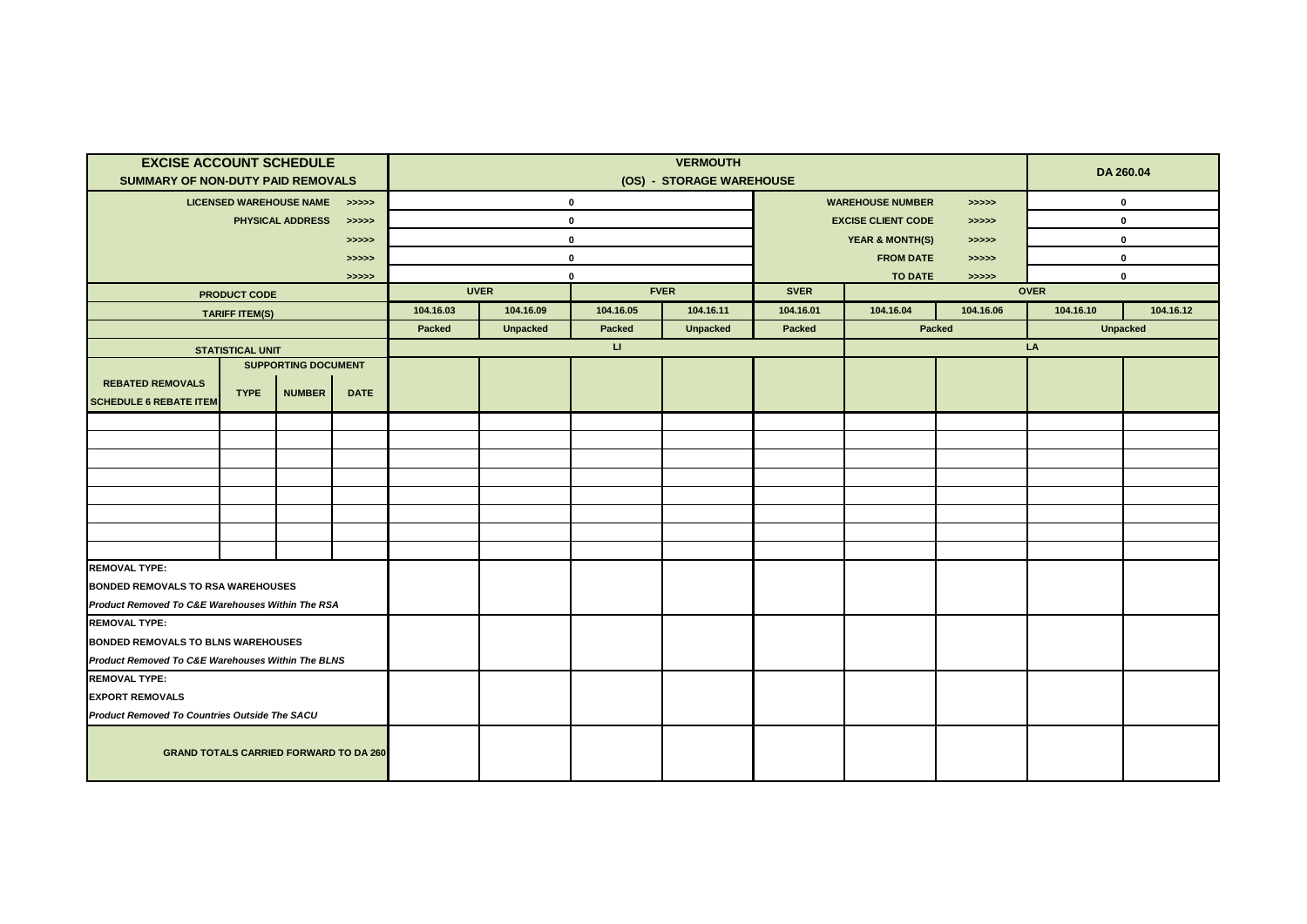| EXCISE ACCOUNT SCHEDULE<br>SUMMARY OF NON-DUTY PAID REMOVALS | | | | VERMOUTH<br>(OS) - STORAGE WAREHOUSE | | | | | | | DA 260.04 | |
|---|---|---|---|---|---|---|---|---|---|---|---|---|
| LICENSED WAREHOUSE NAME | | | >>>>> | 0 | | | | | WAREHOUSE NUMBER | >>>>> | 0 | |
| PHYSICAL ADDRESS | | | >>>>> | 0 | | | | | EXCISE CLIENT CODE | >>>>> | 0 | |
| | | | >>>>> | 0 | | | | | YEAR & MONTH(S) | >>>>> | 0 | |
| | | | >>>>> | 0 | | | | | FROM DATE | >>>>> | 0 | |
| | | | >>>>> | 0 | | | | | TO DATE | >>>>> | 0 | |
| PRODUCT CODE | | | | UVER | | FVER | | SVER | OVER | | | |
| TARIFF ITEM(S) | | | | 104.16.03 | 104.16.09 | 104.16.05 | 104.16.11 | 104.16.01 | 104.16.04 | 104.16.06 | 104.16.10 | 104.16.12 |
| | | | | Packed | Unpacked | Packed | Unpacked | Packed | Packed | | Unpacked | |
| STATISTICAL UNIT | | | | LI | | | | | LA | | | |
| REBATED REMOVALS<br>SCHEDULE 6 REBATE ITEM | SUPPORTING DOCUMENT<br>TYPE | NUMBER | DATE | | | | | | | | | |
| | | | | | | | | | | | | |
| | | | | | | | | | | | | |
| | | | | | | | | | | | | |
| | | | | | | | | | | | | |
| | | | | | | | | | | | | |
| | | | | | | | | | | | | |
| | | | | | | | | | | | | |
| | | | | | | | | | | | | |
| **REMOVAL TYPE:**<br>**BONDED REMOVALS TO RSA WAREHOUSES**<br>***Product Removed To C&E Warehouses Within The RSA*** | | | | | | | | | | | | |
| **REMOVAL TYPE:**<br>**BONDED REMOVALS TO BLNS WAREHOUSES**<br>***Product Removed To C&E Warehouses Within The BLNS*** | | | | | | | | | | | | |
| **REMOVAL TYPE:**<br>**EXPORT REMOVALS**<br>***Product Removed To Countries Outside The SACU*** | | | | | | | | | | | | |
| **GRAND TOTALS CARRIED FORWARD TO DA 260** | | | | | | | | | | | | |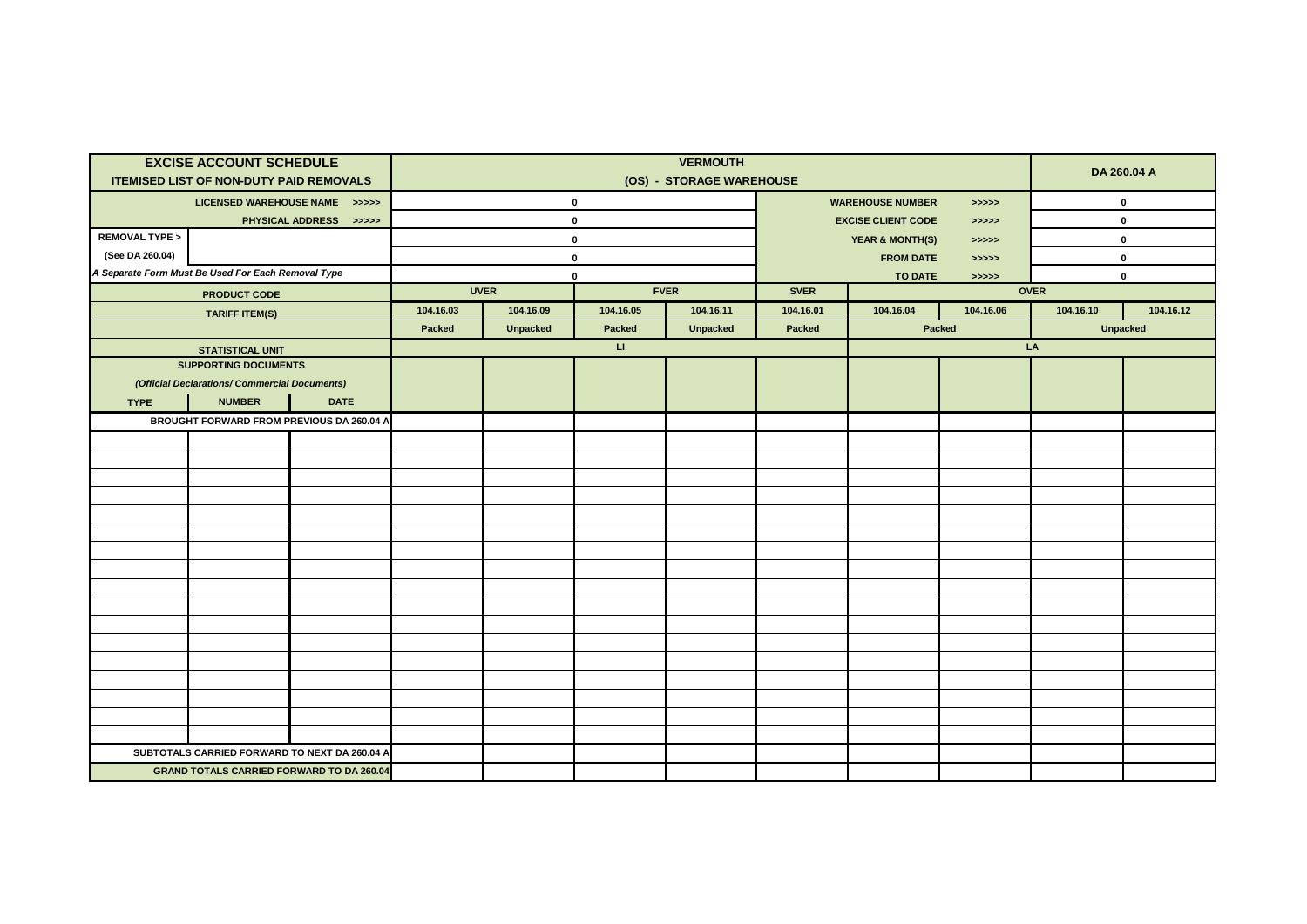| EXCISE ACCOUNT SCHEDULE<br>ITEMISED LIST OF NON-DUTY PAID REMOVALS | | | VERMOUTH<br>(OS) - STORAGE WAREHOUSE | | | | | | | DA 260.04 A | |
|---|---|---|---|---|---|---|---|---|---|---|---|
| LICENSED WAREHOUSE NAME >>>>> | | | 0 | | | | WAREHOUSE NUMBER >>>>> | | | 0 | |
| PHYSICAL ADDRESS >>>>> | | | 0 | | | | EXCISE CLIENT CODE >>>>> | | | 0 | |
| REMOVAL TYPE > | | | 0 | | | | YEAR & MONTH(S) >>>>> | | | 0 | |
| (See DA 260.04) | | | 0 | | | | FROM DATE >>>>> | | | 0 | |
| A Separate Form Must Be Used For Each Removal Type | | | 0 | | | | TO DATE >>>>> | | | 0 | |
| PRODUCT CODE | | | UVER | | FVER | | SVER | OVER | | | |
| TARIFF ITEM(S) | | | 104.16.03 | 104.16.09 | 104.16.05 | 104.16.11 | 104.16.01 | 104.16.04 | 104.16.06 | 104.16.10 | 104.16.12 |
| | | | Packed | Unpacked | Packed | Unpacked | Packed | Packed | | Unpacked | |
| STATISTICAL UNIT | | | LI | | | | | LA | | | |
| SUPPORTING DOCUMENTS<br>(Official Declarations/ Commercial Documents) | | | | | | | | | | | |
| TYPE | NUMBER | DATE | | | | | | | | | |
| BROUGHT FORWARD FROM PREVIOUS DA 260.04 A | | | | | | | | | | | |
| | | | | | | | | | | | |
| | | | | | | | | | | | |
| | | | | | | | | | | | |
| | | | | | | | | | | | |
| | | | | | | | | | | | |
| | | | | | | | | | | | |
| | | | | | | | | | | | |
| | | | | | | | | | | | |
| | | | | | | | | | | | |
| | | | | | | | | | | | |
| | | | | | | | | | | | |
| | | | | | | | | | | | |
| | | | | | | | | | | | |
| | | | | | | | | | | | |
| | | | | | | | | | | | |
| | | | | | | | | | | | |
| | | | | | | | | | | | |
| SUBTOTALS CARRIED FORWARD TO NEXT DA 260.04 A | | | | | | | | | | | |
| GRAND TOTALS CARRIED FORWARD TO DA 260.04 | | | | | | | | | | | |